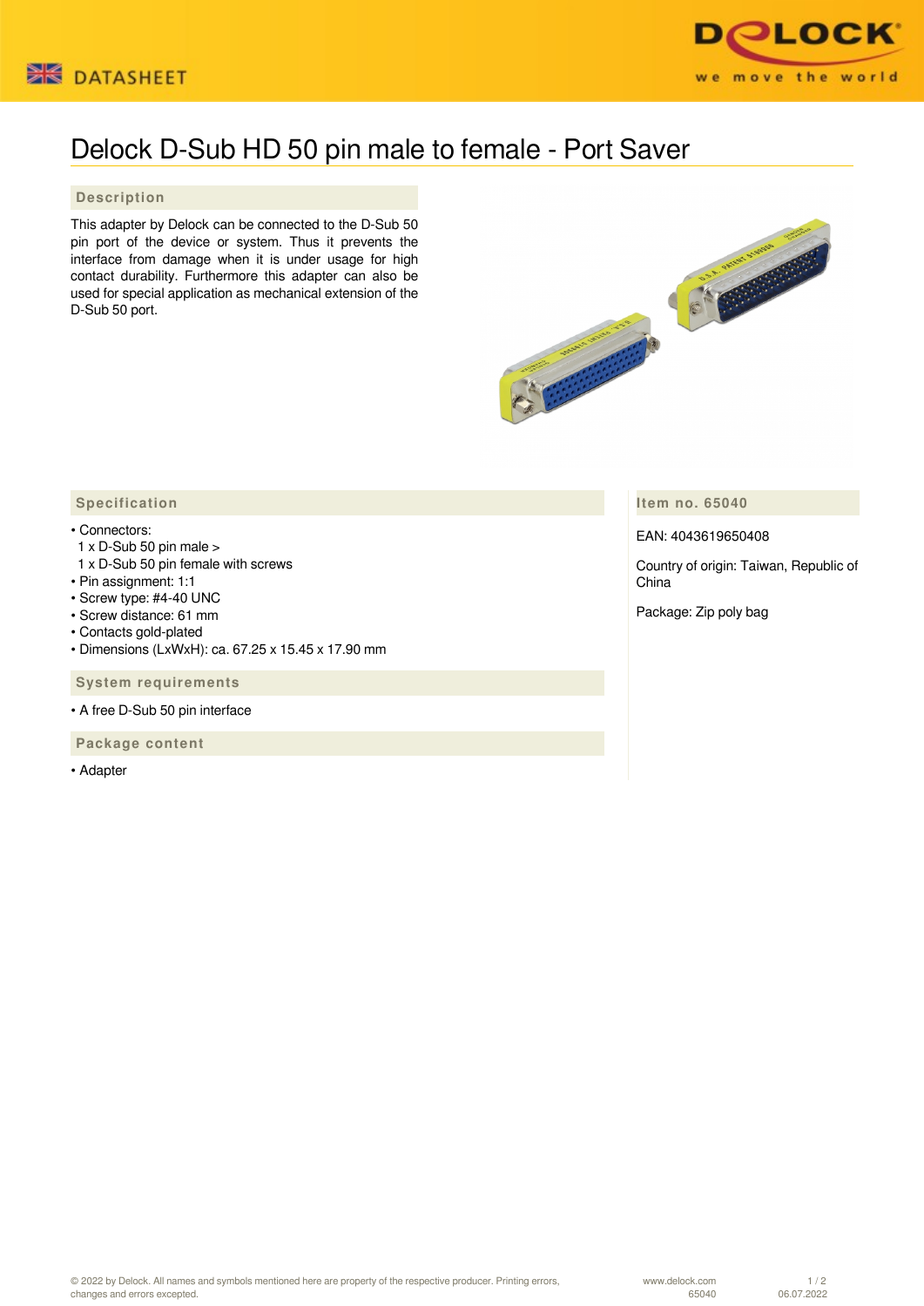# Delock D-Sub HD 50 pin male to female - Port Saver

## Description

This adapter by Delock can be connected to the D-Sub 50 pin port of the device or system. Thus it prevents the interface from damage when it is under usage for high contact durability. Furthermore this adapter can also be used for special application as mechanical extension of the D-Sub 50 port.

## Specification

- Connectors:
  1 x D-Sub 50 pin male >
  1 x D-Sub 50 pin female with screws
- Pin assignment: 1:1
- Screw type: #4-40 UNC
- Screw distance: 61 mm
- Contacts gold-plated
- Dimensions (LxWxH): ca. 67.25 x 15.45 x 17.90 mm

## System requirements

- A free D-Sub 50 pin interface

## Package content

- Adapter

## Item no. 65040

EAN: 4043619650408

Country of origin: Taiwan, Republic of China

Package: Zip poly bag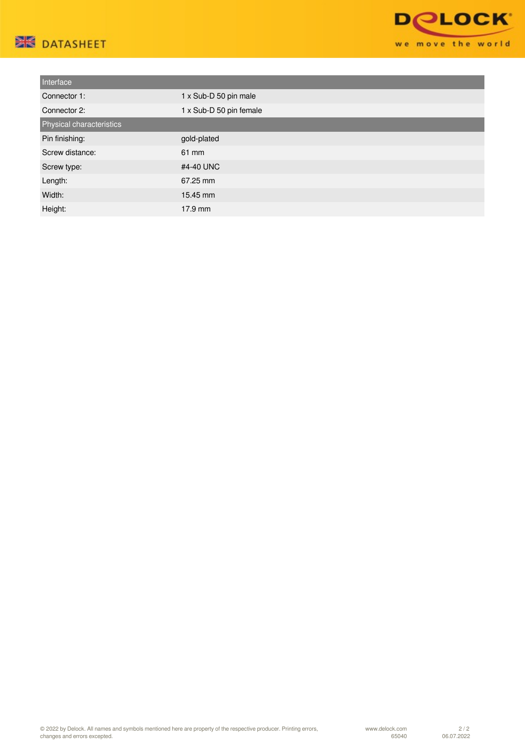| | |
|---|---|
| **Interface** | |
| Connector 1: | 1 x Sub-D 50 pin male |
| Connector 2: | 1 x Sub-D 50 pin female |
| **Physical characteristics** | |
| Pin finishing: | gold-plated |
| Screw distance: | 61 mm |
| Screw type: | #4-40 UNC |
| Length: | 67.25 mm |
| Width: | 15.45 mm |
| Height: | 17.9 mm |

© 2022 by Delock. All names and symbols mentioned here are property of the respective producer. Printing errors, changes and errors excepted.

www.delock.com
65040
06.07.2022